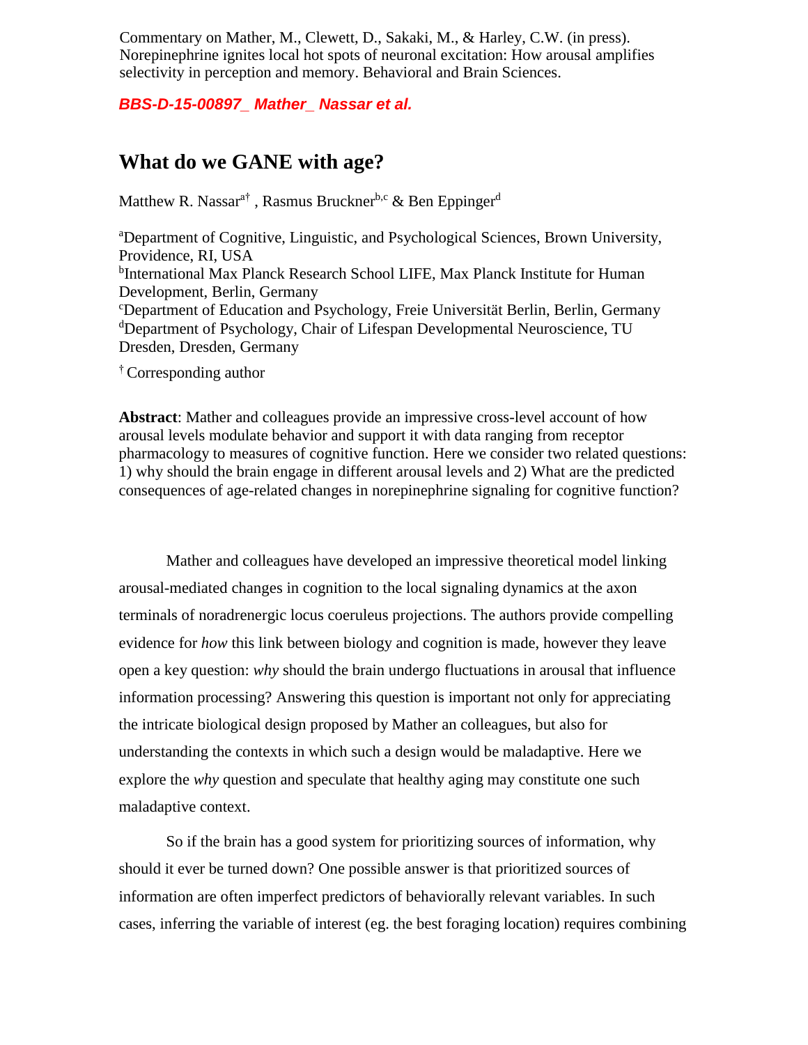Commentary on Mather, M., Clewett, D., Sakaki, M., & Harley, C.W. (in press). Norepinephrine ignites local hot spots of neuronal excitation: How arousal amplifies selectivity in perception and memory. Behavioral and Brain Sciences.

***BBS-D-15-00897_ Mather_ Nassar et al.***

# What do we GANE with age?

Matthew R. Nassar[a†] , Rasmus Bruckner[b,c] & Ben Eppinger[d]

[a]Department of Cognitive, Linguistic, and Psychological Sciences, Brown University, Providence, RI, USA
[b]International Max Planck Research School LIFE, Max Planck Institute for Human Development, Berlin, Germany
[c]Department of Education and Psychology, Freie Universität Berlin, Berlin, Germany
[d]Department of Psychology, Chair of Lifespan Developmental Neuroscience, TU Dresden, Dresden, Germany

[†] Corresponding author

**Abstract**: Mather and colleagues provide an impressive cross-level account of how arousal levels modulate behavior and support it with data ranging from receptor pharmacology to measures of cognitive function. Here we consider two related questions: 1) why should the brain engage in different arousal levels and 2) What are the predicted consequences of age-related changes in norepinephrine signaling for cognitive function?

Mather and colleagues have developed an impressive theoretical model linking arousal-mediated changes in cognition to the local signaling dynamics at the axon terminals of noradrenergic locus coeruleus projections. The authors provide compelling evidence for *how* this link between biology and cognition is made, however they leave open a key question: *why* should the brain undergo fluctuations in arousal that influence information processing? Answering this question is important not only for appreciating the intricate biological design proposed by Mather an colleagues, but also for understanding the contexts in which such a design would be maladaptive. Here we explore the *why* question and speculate that healthy aging may constitute one such maladaptive context.

So if the brain has a good system for prioritizing sources of information, why should it ever be turned down? One possible answer is that prioritized sources of information are often imperfect predictors of behaviorally relevant variables. In such cases, inferring the variable of interest (eg. the best foraging location) requires combining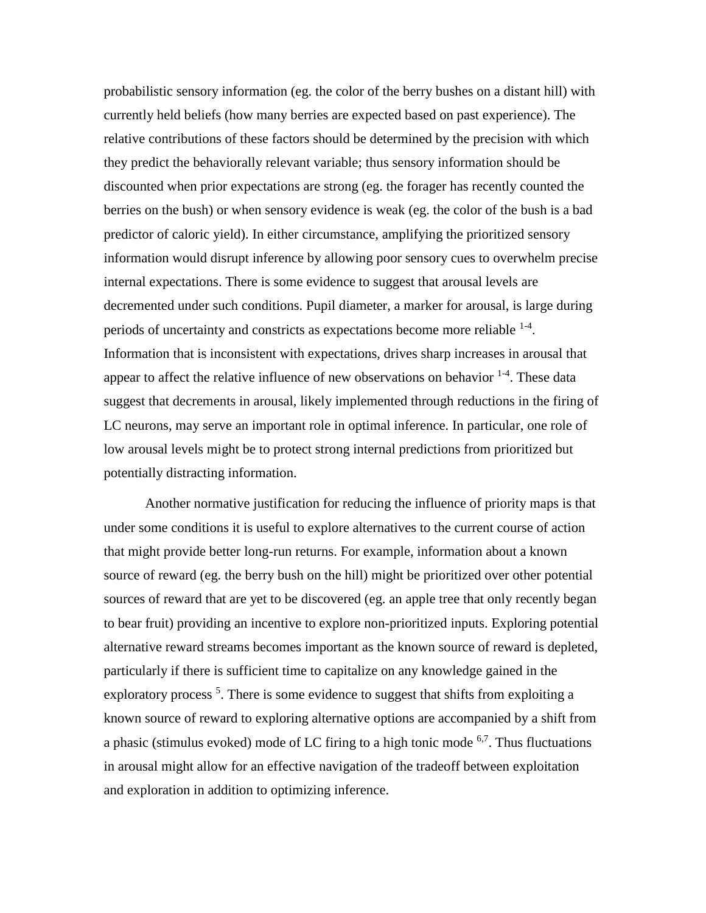probabilistic sensory information (eg. the color of the berry bushes on a distant hill) with currently held beliefs (how many berries are expected based on past experience). The relative contributions of these factors should be determined by the precision with which they predict the behaviorally relevant variable; thus sensory information should be discounted when prior expectations are strong (eg. the forager has recently counted the berries on the bush) or when sensory evidence is weak (eg. the color of the bush is a bad predictor of caloric yield). In either circumstance, amplifying the prioritized sensory information would disrupt inference by allowing poor sensory cues to overwhelm precise internal expectations. There is some evidence to suggest that arousal levels are decremented under such conditions. Pupil diameter, a marker for arousal, is large during periods of uncertainty and constricts as expectations become more reliable [1-4]. Information that is inconsistent with expectations, drives sharp increases in arousal that appear to affect the relative influence of new observations on behavior [1-4]. These data suggest that decrements in arousal, likely implemented through reductions in the firing of LC neurons, may serve an important role in optimal inference. In particular, one role of low arousal levels might be to protect strong internal predictions from prioritized but potentially distracting information.

Another normative justification for reducing the influence of priority maps is that under some conditions it is useful to explore alternatives to the current course of action that might provide better long-run returns. For example, information about a known source of reward (eg. the berry bush on the hill) might be prioritized over other potential sources of reward that are yet to be discovered (eg. an apple tree that only recently began to bear fruit) providing an incentive to explore non-prioritized inputs. Exploring potential alternative reward streams becomes important as the known source of reward is depleted, particularly if there is sufficient time to capitalize on any knowledge gained in the exploratory process [5]. There is some evidence to suggest that shifts from exploiting a known source of reward to exploring alternative options are accompanied by a shift from a phasic (stimulus evoked) mode of LC firing to a high tonic mode [6,7]. Thus fluctuations in arousal might allow for an effective navigation of the tradeoff between exploitation and exploration in addition to optimizing inference.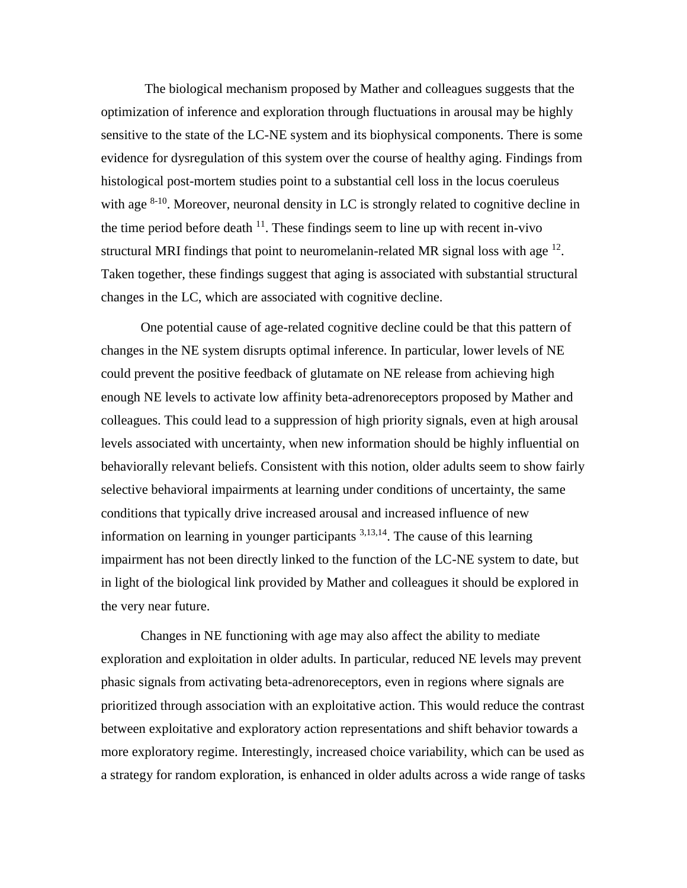The biological mechanism proposed by Mather and colleagues suggests that the optimization of inference and exploration through fluctuations in arousal may be highly sensitive to the state of the LC-NE system and its biophysical components. There is some evidence for dysregulation of this system over the course of healthy aging. Findings from histological post-mortem studies point to a substantial cell loss in the locus coeruleus with age [8-10]. Moreover, neuronal density in LC is strongly related to cognitive decline in the time period before death [11]. These findings seem to line up with recent in-vivo structural MRI findings that point to neuromelanin-related MR signal loss with age [12]. Taken together, these findings suggest that aging is associated with substantial structural changes in the LC, which are associated with cognitive decline.

One potential cause of age-related cognitive decline could be that this pattern of changes in the NE system disrupts optimal inference. In particular, lower levels of NE could prevent the positive feedback of glutamate on NE release from achieving high enough NE levels to activate low affinity beta-adrenoreceptors proposed by Mather and colleagues. This could lead to a suppression of high priority signals, even at high arousal levels associated with uncertainty, when new information should be highly influential on behaviorally relevant beliefs. Consistent with this notion, older adults seem to show fairly selective behavioral impairments at learning under conditions of uncertainty, the same conditions that typically drive increased arousal and increased influence of new information on learning in younger participants [3,13,14]. The cause of this learning impairment has not been directly linked to the function of the LC-NE system to date, but in light of the biological link provided by Mather and colleagues it should be explored in the very near future.

Changes in NE functioning with age may also affect the ability to mediate exploration and exploitation in older adults. In particular, reduced NE levels may prevent phasic signals from activating beta-adrenoreceptors, even in regions where signals are prioritized through association with an exploitative action. This would reduce the contrast between exploitative and exploratory action representations and shift behavior towards a more exploratory regime. Interestingly, increased choice variability, which can be used as a strategy for random exploration, is enhanced in older adults across a wide range of tasks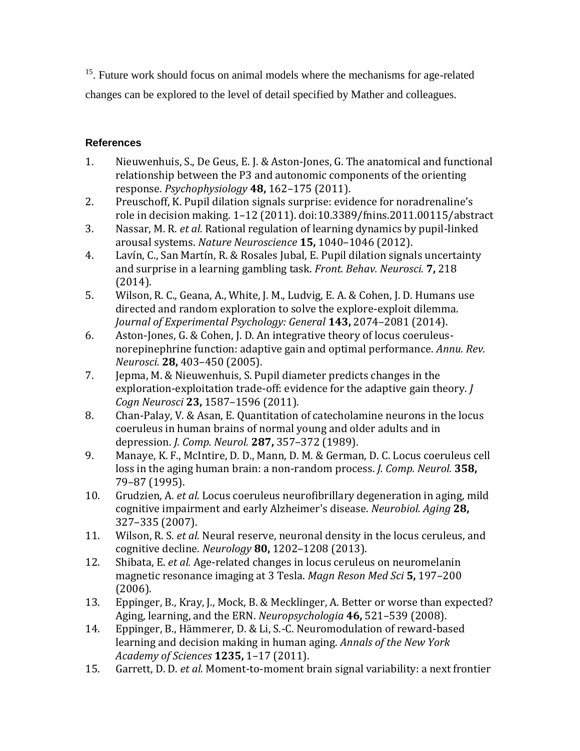[15]. Future work should focus on animal models where the mechanisms for age-related changes can be explored to the level of detail specified by Mather and colleagues.

## References

1. Nieuwenhuis, S., De Geus, E. J. & Aston-Jones, G. The anatomical and functional relationship between the P3 and autonomic components of the orienting response. *Psychophysiology* **48,** 162–175 (2011).
2. Preuschoff, K. Pupil dilation signals surprise: evidence for noradrenaline's role in decision making. 1–12 (2011). doi:10.3389/fnins.2011.00115/abstract
3. Nassar, M. R. *et al.* Rational regulation of learning dynamics by pupil-linked arousal systems. *Nature Neuroscience* **15,** 1040–1046 (2012).
4. Lavín, C., San Martín, R. & Rosales Jubal, E. Pupil dilation signals uncertainty and surprise in a learning gambling task. *Front. Behav. Neurosci.* **7,** 218 (2014).
5. Wilson, R. C., Geana, A., White, J. M., Ludvig, E. A. & Cohen, J. D. Humans use directed and random exploration to solve the explore-exploit dilemma. *Journal of Experimental Psychology: General* **143,** 2074–2081 (2014).
6. Aston-Jones, G. & Cohen, J. D. An integrative theory of locus coeruleus-norepinephrine function: adaptive gain and optimal performance. *Annu. Rev. Neurosci.* **28,** 403–450 (2005).
7. Jepma, M. & Nieuwenhuis, S. Pupil diameter predicts changes in the exploration-exploitation trade-off: evidence for the adaptive gain theory. *J Cogn Neurosci* **23,** 1587–1596 (2011).
8. Chan-Palay, V. & Asan, E. Quantitation of catecholamine neurons in the locus coeruleus in human brains of normal young and older adults and in depression. *J. Comp. Neurol.* **287,** 357–372 (1989).
9. Manaye, K. F., McIntire, D. D., Mann, D. M. & German, D. C. Locus coeruleus cell loss in the aging human brain: a non-random process. *J. Comp. Neurol.* **358,** 79–87 (1995).
10. Grudzien, A. *et al.* Locus coeruleus neurofibrillary degeneration in aging, mild cognitive impairment and early Alzheimer's disease. *Neurobiol. Aging* **28,** 327–335 (2007).
11. Wilson, R. S. *et al.* Neural reserve, neuronal density in the locus ceruleus, and cognitive decline. *Neurology* **80,** 1202–1208 (2013).
12. Shibata, E. *et al.* Age-related changes in locus ceruleus on neuromelanin magnetic resonance imaging at 3 Tesla. *Magn Reson Med Sci* **5,** 197–200 (2006).
13. Eppinger, B., Kray, J., Mock, B. & Mecklinger, A. Better or worse than expected? Aging, learning, and the ERN. *Neuropsychologia* **46,** 521–539 (2008).
14. Eppinger, B., Hämmerer, D. & Li, S.-C. Neuromodulation of reward-based learning and decision making in human aging. *Annals of the New York Academy of Sciences* **1235,** 1–17 (2011).
15. Garrett, D. D. *et al.* Moment-to-moment brain signal variability: a next frontier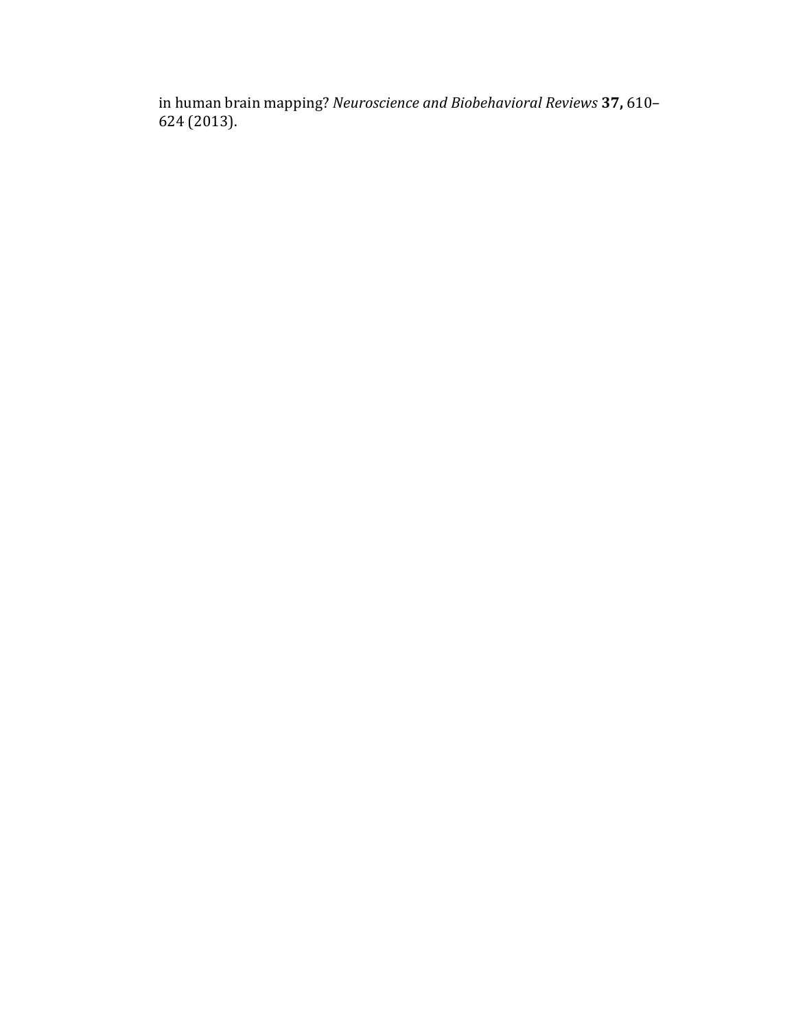in human brain mapping? *Neuroscience and Biobehavioral Reviews* **37,** 610–624 (2013).